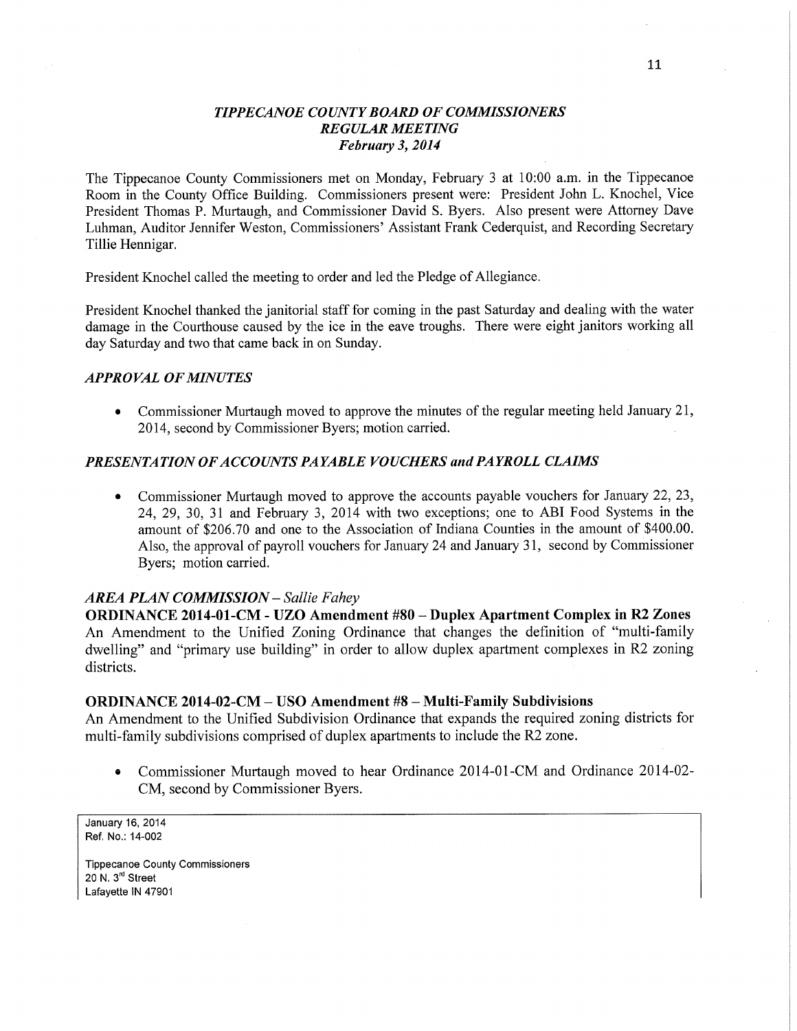## *TIPPECANOE COUNTY BOARD OF COMMISSIONERS*
## *REGULAR MEETING*
### *February 3, 2014*

The Tippecanoe County Commissioners met on Monday, February 3 at 10:00 a.m. in the Tippecanoe Room in the County Office Building. Commissioners present were: President John L. Knochel, Vice President Thomas P. Murtaugh, and Commissioner David S. Byers. Also present were Attorney Dave Luhman, Auditor Jennifer Weston, Commissioners' Assistant Frank Cederquist, and Recording Secretary Tillie Hennigar.

President Knochel called the meeting to order and led the Pledge of Allegiance.

President Knochel thanked the janitorial staff for coming in the past Saturday and dealing with the water damage in the Courthouse caused by the ice in the eave troughs. There were eight janitors working all day Saturday and two that came back in on Sunday.

### *APPROVAL OF MINUTES*

- Commissioner Murtaugh moved to approve the minutes of the regular meeting held January 21, 2014, second by Commissioner Byers; motion carried.

### *PRESENTATION OF ACCOUNTS PAYABLE VOUCHERS and PAYROLL CLAIMS*

- Commissioner Murtaugh moved to approve the accounts payable vouchers for January 22, 23, 24, 29, 30, 31 and February 3, 2014 with two exceptions; one to ABI Food Systems in the amount of $206.70 and one to the Association of Indiana Counties in the amount of $400.00. Also, the approval of payroll vouchers for January 24 and January 31, second by Commissioner Byers; motion carried.

### *AREA PLAN COMMISSION – Sallie Fahey*

**ORDINANCE 2014-01-CM - UZO Amendment #80 – Duplex Apartment Complex in R2 Zones**
An Amendment to the Unified Zoning Ordinance that changes the definition of "multi-family dwelling" and "primary use building" in order to allow duplex apartment complexes in R2 zoning districts.

**ORDINANCE 2014-02-CM – USO Amendment #8 – Multi-Family Subdivisions**
An Amendment to the Unified Subdivision Ordinance that expands the required zoning districts for multi-family subdivisions comprised of duplex apartments to include the R2 zone.

- Commissioner Murtaugh moved to hear Ordinance 2014-01-CM and Ordinance 2014-02-CM, second by Commissioner Byers.

January 16, 2014
Ref. No.: 14-002

Tippecanoe County Commissioners
20 N. 3rd Street
Lafayette IN 47901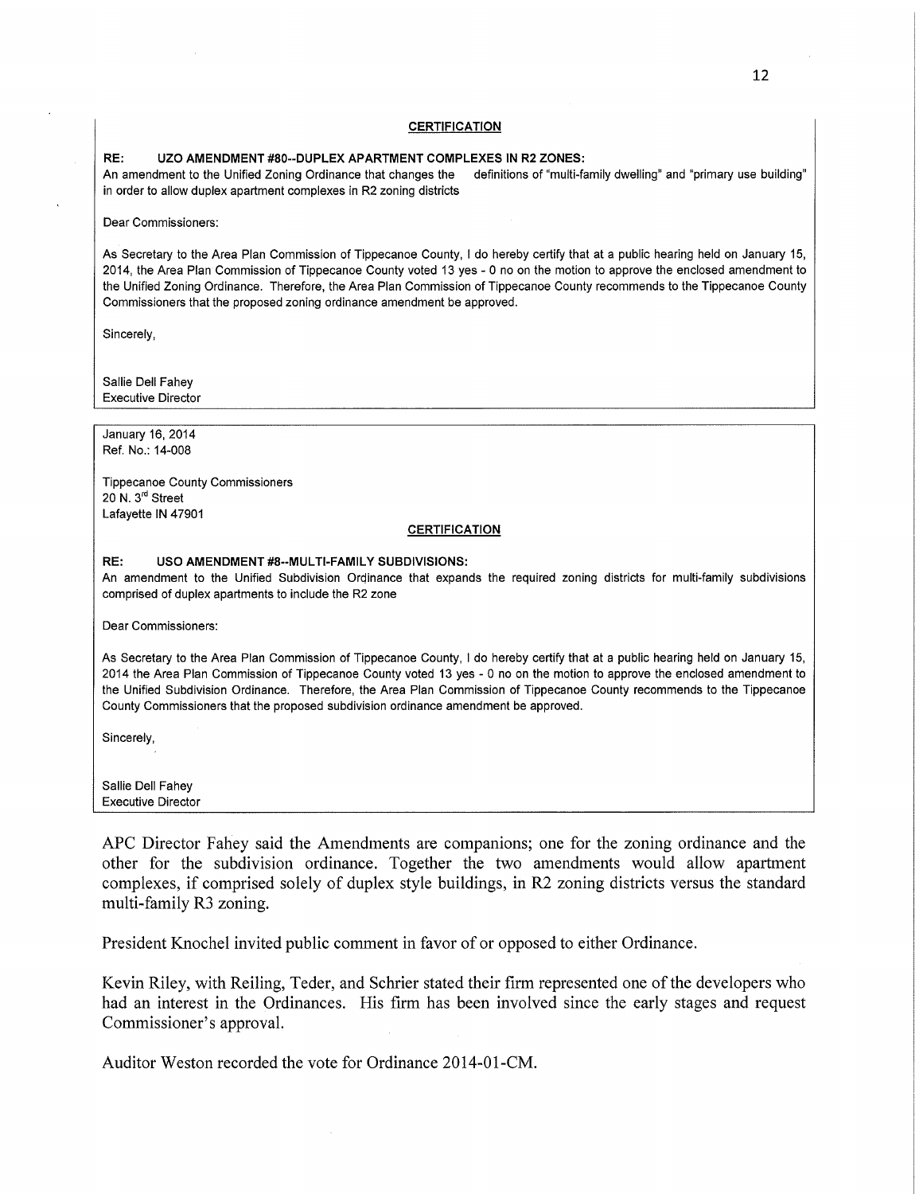**CERTIFICATION**

**RE: UZO AMENDMENT #80--DUPLEX APARTMENT COMPLEXES IN R2 ZONES:**
An amendment to the Unified Zoning Ordinance that changes the definitions of "multi-family dwelling" and "primary use building" in order to allow duplex apartment complexes in R2 zoning districts

Dear Commissioners:

As Secretary to the Area Plan Commission of Tippecanoe County, I do hereby certify that at a public hearing held on January 15, 2014, the Area Plan Commission of Tippecanoe County voted 13 yes - 0 no on the motion to approve the enclosed amendment to the Unified Zoning Ordinance. Therefore, the Area Plan Commission of Tippecanoe County recommends to the Tippecanoe County Commissioners that the proposed zoning ordinance amendment be approved.

Sincerely,

Sallie Dell Fahey
Executive Director

---

January 16, 2014
Ref. No.: 14-008

Tippecanoe County Commissioners
20 N. 3rd Street
Lafayette IN 47901

**CERTIFICATION**

**RE: USO AMENDMENT #8--MULTI-FAMILY SUBDIVISIONS:**
An amendment to the Unified Subdivision Ordinance that expands the required zoning districts for multi-family subdivisions comprised of duplex apartments to include the R2 zone

Dear Commissioners:

As Secretary to the Area Plan Commission of Tippecanoe County, I do hereby certify that at a public hearing held on January 15, 2014 the Area Plan Commission of Tippecanoe County voted 13 yes - 0 no on the motion to approve the enclosed amendment to the Unified Subdivision Ordinance. Therefore, the Area Plan Commission of Tippecanoe County recommends to the Tippecanoe County Commissioners that the proposed subdivision ordinance amendment be approved.

Sincerely,

Sallie Dell Fahey
Executive Director

---

APC Director Fahey said the Amendments are companions; one for the zoning ordinance and the other for the subdivision ordinance. Together the two amendments would allow apartment complexes, if comprised solely of duplex style buildings, in R2 zoning districts versus the standard multi-family R3 zoning.

President Knochel invited public comment in favor of or opposed to either Ordinance.

Kevin Riley, with Reiling, Teder, and Schrier stated their firm represented one of the developers who had an interest in the Ordinances. His firm has been involved since the early stages and request Commissioner's approval.

Auditor Weston recorded the vote for Ordinance 2014-01-CM.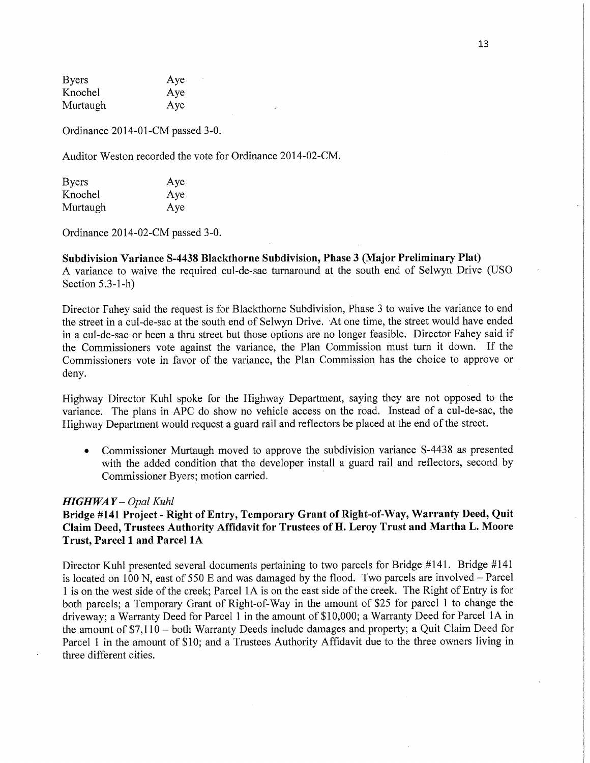| | |
|---|---|
| Byers | Aye |
| Knochel | Aye |
| Murtaugh | Aye |

Ordinance 2014-01-CM passed 3-0.

Auditor Weston recorded the vote for Ordinance 2014-02-CM.

| | |
|---|---|
| Byers | Aye |
| Knochel | Aye |
| Murtaugh | Aye |

Ordinance 2014-02-CM passed 3-0.

**Subdivision Variance S-4438 Blackthorne Subdivision, Phase 3 (Major Preliminary Plat)**
A variance to waive the required cul-de-sac turnaround at the south end of Selwyn Drive (USO Section 5.3-1-h)

Director Fahey said the request is for Blackthorne Subdivision, Phase 3 to waive the variance to end the street in a cul-de-sac at the south end of Selwyn Drive. At one time, the street would have ended in a cul-de-sac or been a thru street but those options are no longer feasible. Director Fahey said if the Commissioners vote against the variance, the Plan Commission must turn it down. If the Commissioners vote in favor of the variance, the Plan Commission has the choice to approve or deny.

Highway Director Kuhl spoke for the Highway Department, saying they are not opposed to the variance. The plans in APC do show no vehicle access on the road. Instead of a cul-de-sac, the Highway Department would request a guard rail and reflectors be placed at the end of the street.

- Commissioner Murtaugh moved to approve the subdivision variance S-4438 as presented with the added condition that the developer install a guard rail and reflectors, second by Commissioner Byers; motion carried.

***HIGHWAY** – Opal Kuhl*

**Bridge #141 Project - Right of Entry, Temporary Grant of Right-of-Way, Warranty Deed, Quit Claim Deed, Trustees Authority Affidavit for Trustees of H. Leroy Trust and Martha L. Moore Trust, Parcel 1 and Parcel 1A**

Director Kuhl presented several documents pertaining to two parcels for Bridge #141. Bridge #141 is located on 100 N, east of 550 E and was damaged by the flood. Two parcels are involved – Parcel 1 is on the west side of the creek; Parcel 1A is on the east side of the creek. The Right of Entry is for both parcels; a Temporary Grant of Right-of-Way in the amount of $25 for parcel 1 to change the driveway; a Warranty Deed for Parcel 1 in the amount of $10,000; a Warranty Deed for Parcel 1A in the amount of $7,110 – both Warranty Deeds include damages and property; a Quit Claim Deed for Parcel 1 in the amount of $10; and a Trustees Authority Affidavit due to the three owners living in three different cities.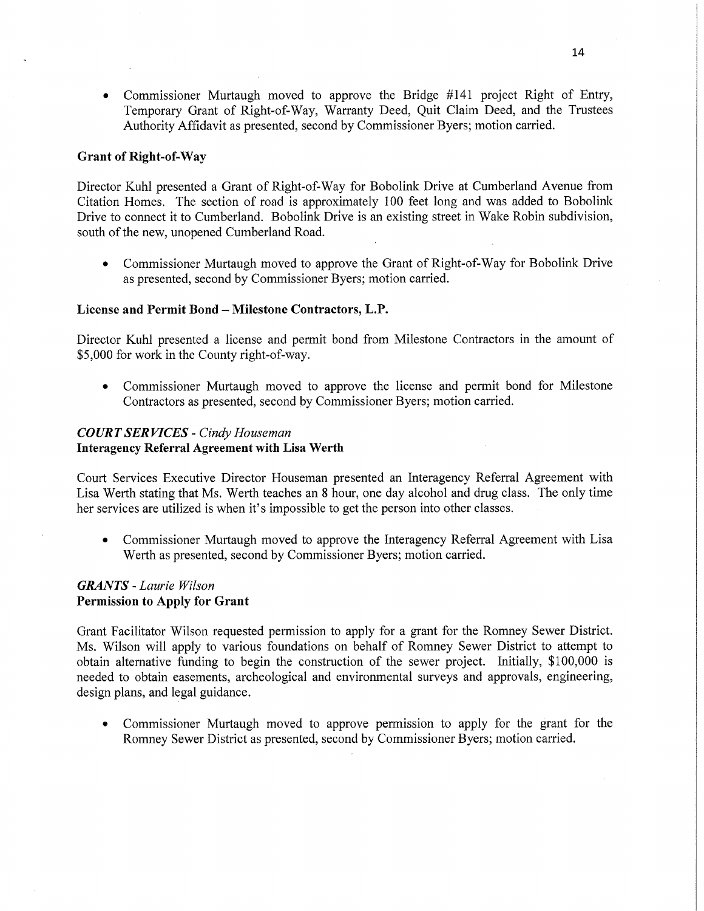- Commissioner Murtaugh moved to approve the Bridge #141 project Right of Entry, Temporary Grant of Right-of-Way, Warranty Deed, Quit Claim Deed, and the Trustees Authority Affidavit as presented, second by Commissioner Byers; motion carried.

**Grant of Right-of-Way**

Director Kuhl presented a Grant of Right-of-Way for Bobolink Drive at Cumberland Avenue from Citation Homes. The section of road is approximately 100 feet long and was added to Bobolink Drive to connect it to Cumberland. Bobolink Drive is an existing street in Wake Robin subdivision, south of the new, unopened Cumberland Road.

- Commissioner Murtaugh moved to approve the Grant of Right-of-Way for Bobolink Drive as presented, second by Commissioner Byers; motion carried.

**License and Permit Bond – Milestone Contractors, L.P.**

Director Kuhl presented a license and permit bond from Milestone Contractors in the amount of $5,000 for work in the County right-of-way.

- Commissioner Murtaugh moved to approve the license and permit bond for Milestone Contractors as presented, second by Commissioner Byers; motion carried.

***COURT SERVICES** - Cindy Houseman*
**Interagency Referral Agreement with Lisa Werth**

Court Services Executive Director Houseman presented an Interagency Referral Agreement with Lisa Werth stating that Ms. Werth teaches an 8 hour, one day alcohol and drug class. The only time her services are utilized is when it's impossible to get the person into other classes.

- Commissioner Murtaugh moved to approve the Interagency Referral Agreement with Lisa Werth as presented, second by Commissioner Byers; motion carried.

***GRANTS** - Laurie Wilson*
**Permission to Apply for Grant**

Grant Facilitator Wilson requested permission to apply for a grant for the Romney Sewer District. Ms. Wilson will apply to various foundations on behalf of Romney Sewer District to attempt to obtain alternative funding to begin the construction of the sewer project. Initially, $100,000 is needed to obtain easements, archeological and environmental surveys and approvals, engineering, design plans, and legal guidance.

- Commissioner Murtaugh moved to approve permission to apply for the grant for the Romney Sewer District as presented, second by Commissioner Byers; motion carried.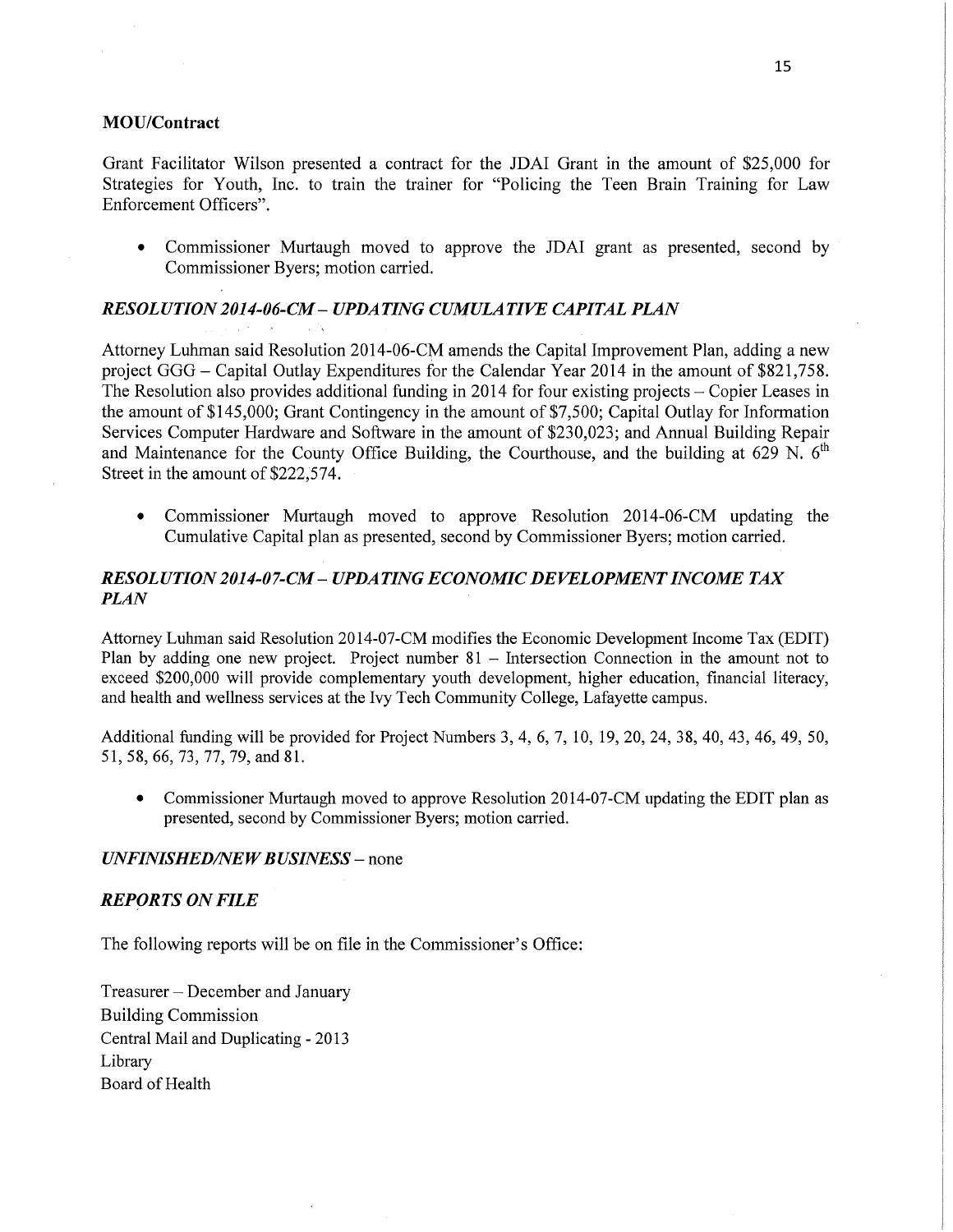**MOU/Contract**

Grant Facilitator Wilson presented a contract for the JDAI Grant in the amount of $25,000 for Strategies for Youth, Inc. to train the trainer for "Policing the Teen Brain Training for Law Enforcement Officers".

- Commissioner Murtaugh moved to approve the JDAI grant as presented, second by Commissioner Byers; motion carried.

***RESOLUTION 2014-06-CM – UPDATING CUMULATIVE CAPITAL PLAN***

Attorney Luhman said Resolution 2014-06-CM amends the Capital Improvement Plan, adding a new project GGG – Capital Outlay Expenditures for the Calendar Year 2014 in the amount of $821,758. The Resolution also provides additional funding in 2014 for four existing projects – Copier Leases in the amount of $145,000; Grant Contingency in the amount of $7,500; Capital Outlay for Information Services Computer Hardware and Software in the amount of $230,023; and Annual Building Repair and Maintenance for the County Office Building, the Courthouse, and the building at 629 N. 6th Street in the amount of $222,574.

- Commissioner Murtaugh moved to approve Resolution 2014-06-CM updating the Cumulative Capital plan as presented, second by Commissioner Byers; motion carried.

***RESOLUTION 2014-07-CM – UPDATING ECONOMIC DEVELOPMENT INCOME TAX PLAN***

Attorney Luhman said Resolution 2014-07-CM modifies the Economic Development Income Tax (EDIT) Plan by adding one new project. Project number 81 – Intersection Connection in the amount not to exceed $200,000 will provide complementary youth development, higher education, financial literacy, and health and wellness services at the Ivy Tech Community College, Lafayette campus.

Additional funding will be provided for Project Numbers 3, 4, 6, 7, 10, 19, 20, 24, 38, 40, 43, 46, 49, 50, 51, 58, 66, 73, 77, 79, and 81.

- Commissioner Murtaugh moved to approve Resolution 2014-07-CM updating the EDIT plan as presented, second by Commissioner Byers; motion carried.

***UNFINISHED/NEW BUSINESS*** – none

***REPORTS ON FILE***

The following reports will be on file in the Commissioner's Office:

Treasurer – December and January
Building Commission
Central Mail and Duplicating - 2013
Library
Board of Health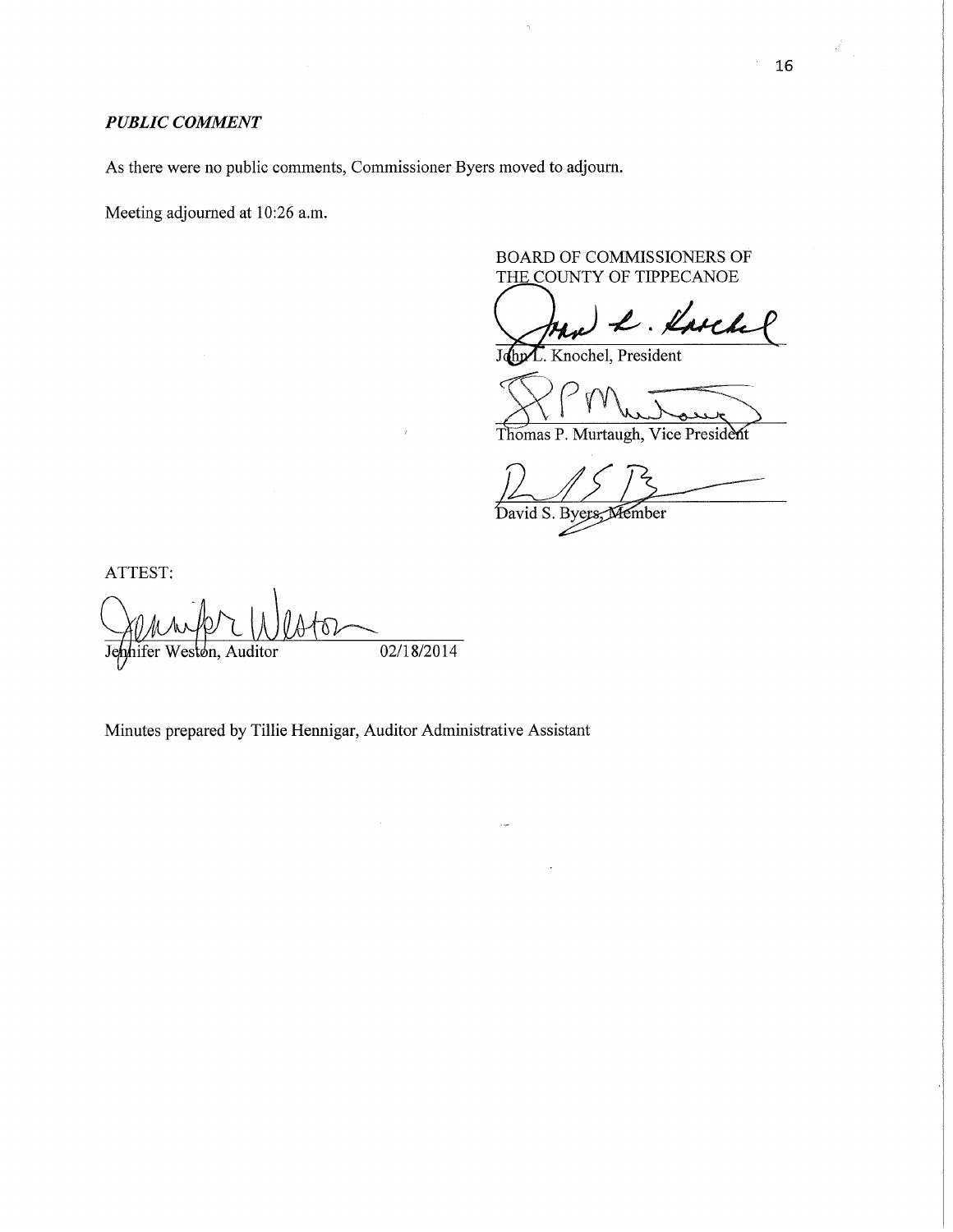***PUBLIC COMMENT***

As there were no public comments, Commissioner Byers moved to adjourn.

Meeting adjourned at 10:26 a.m.

BOARD OF COMMISSIONERS OF
THE COUNTY OF TIPPECANOE

John L. Knochel, President

Thomas P. Murtaugh, Vice President

David S. Byers, Member

ATTEST:

Jennifer Weston, Auditor 02/18/2014

Minutes prepared by Tillie Hennigar, Auditor Administrative Assistant